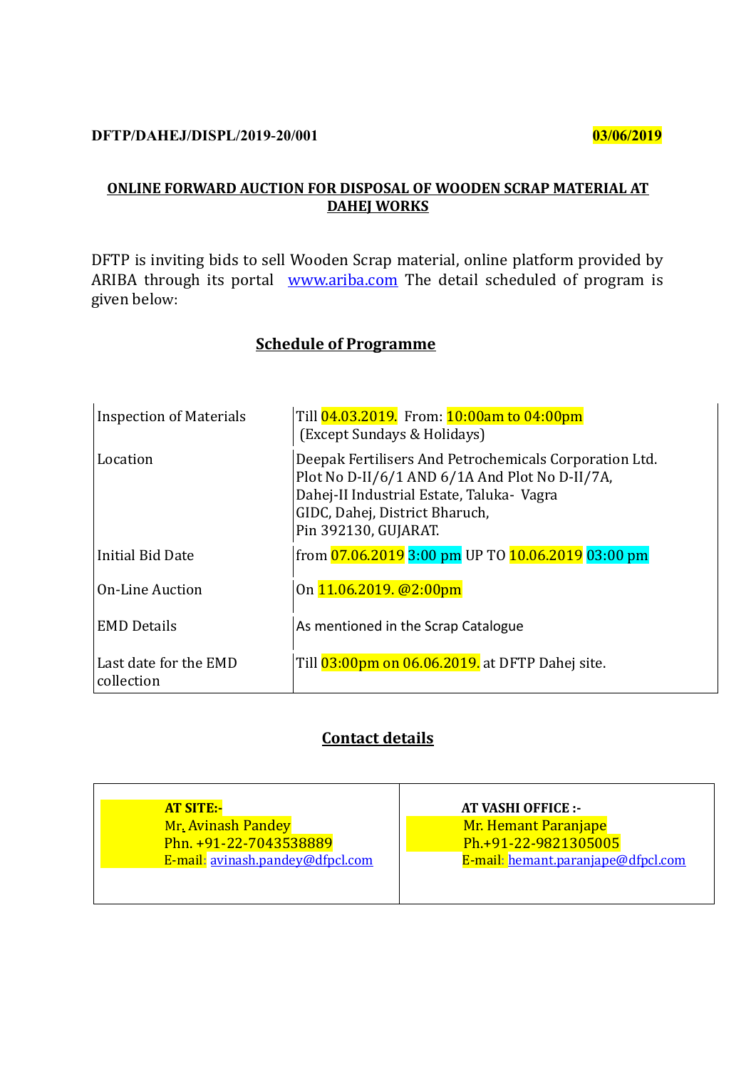**DFTP/DAHEJ/DISPL/2019-20/001** **03/06/2019**

## ONLINE FORWARD AUCTION FOR DISPOSAL OF WOODEN SCRAP MATERIAL AT DAHEJ WORKS

DFTP is inviting bids to sell Wooden Scrap material, online platform provided by ARIBA through its portal www.ariba.com The detail scheduled of program is given below:

### Schedule of Programme

| | |
|---|---|
| Inspection of Materials | Till 04.03.2019. From: 10:00am to 04:00pm<br>(Except Sundays & Holidays) |
| Location | Deepak Fertilisers And Petrochemicals Corporation Ltd.<br>Plot No D-II/6/1 AND 6/1A And Plot No D-II/7A,<br>Dahej-II Industrial Estate, Taluka- Vagra<br>GIDC, Dahej, District Bharuch,<br>Pin 392130, GUJARAT. |
| Initial Bid Date | from 07.06.2019 3:00 pm UP TO 10.06.2019 03:00 pm |
| On-Line Auction | On 11.06.2019. @2:00pm |
| EMD Details | As mentioned in the Scrap Catalogue |
| Last date for the EMD collection | Till 03:00pm on 06.06.2019. at DFTP Dahej site. |

### Contact details

| **AT SITE:-** | **AT VASHI OFFICE :-** |
|---|---|
| Mr. Avinash Pandey<br>Phn. +91-22-7043538889<br>E-mail: avinash.pandey@dfpcl.com | Mr. Hemant Paranjape<br>Ph.+91-22-9821305005<br>E-mail: hemant.paranjape@dfpcl.com |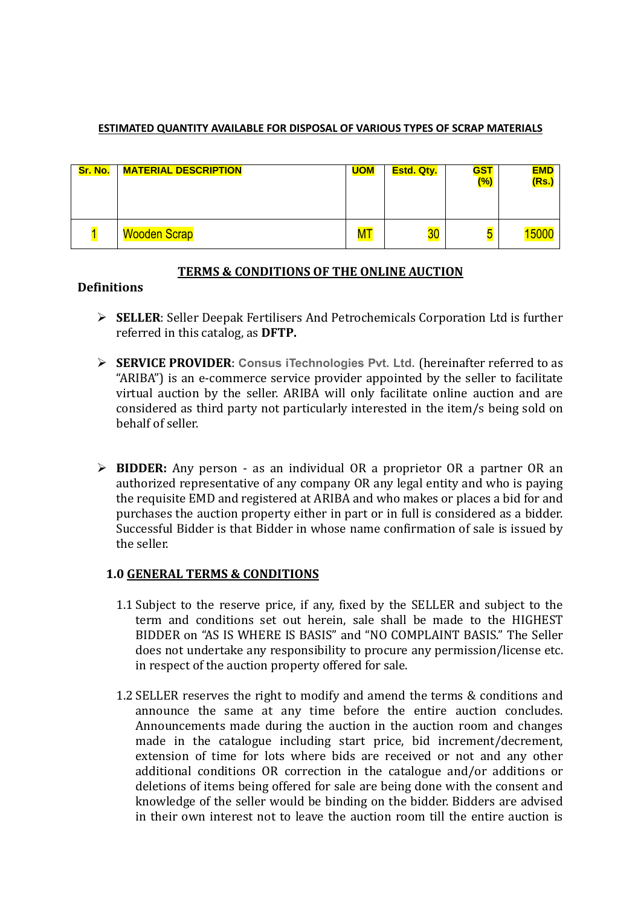**ESTIMATED QUANTITY AVAILABLE FOR DISPOSAL OF VARIOUS TYPES OF SCRAP MATERIALS**

| Sr. No. | MATERIAL DESCRIPTION | UOM | Estd. Qty. | GST (%) | EMD (Rs.) |
|---|---|---|---|---|---|
| 1 | Wooden Scrap | MT | 30 | 5 | 15000 |

## TERMS & CONDITIONS OF THE ONLINE AUCTION

### Definitions

- **SELLER**: Seller Deepak Fertilisers And Petrochemicals Corporation Ltd is further referred in this catalog, as **DFTP.**

- **SERVICE PROVIDER**: **Consus iTechnologies Pvt. Ltd.** (hereinafter referred to as "ARIBA") is an e-commerce service provider appointed by the seller to facilitate virtual auction by the seller. ARIBA will only facilitate online auction and are considered as third party not particularly interested in the item/s being sold on behalf of seller.

- **BIDDER:** Any person - as an individual OR a proprietor OR a partner OR an authorized representative of any company OR any legal entity and who is paying the requisite EMD and registered at ARIBA and who makes or places a bid for and purchases the auction property either in part or in full is considered as a bidder. Successful Bidder is that Bidder in whose name confirmation of sale is issued by the seller.

### 1.0 GENERAL TERMS & CONDITIONS

1.1 Subject to the reserve price, if any, fixed by the SELLER and subject to the term and conditions set out herein, sale shall be made to the HIGHEST BIDDER on "AS IS WHERE IS BASIS" and "NO COMPLAINT BASIS." The Seller does not undertake any responsibility to procure any permission/license etc. in respect of the auction property offered for sale.

1.2 SELLER reserves the right to modify and amend the terms & conditions and announce the same at any time before the entire auction concludes. Announcements made during the auction in the auction room and changes made in the catalogue including start price, bid increment/decrement, extension of time for lots where bids are received or not and any other additional conditions OR correction in the catalogue and/or additions or deletions of items being offered for sale are being done with the consent and knowledge of the seller would be binding on the bidder. Bidders are advised in their own interest not to leave the auction room till the entire auction is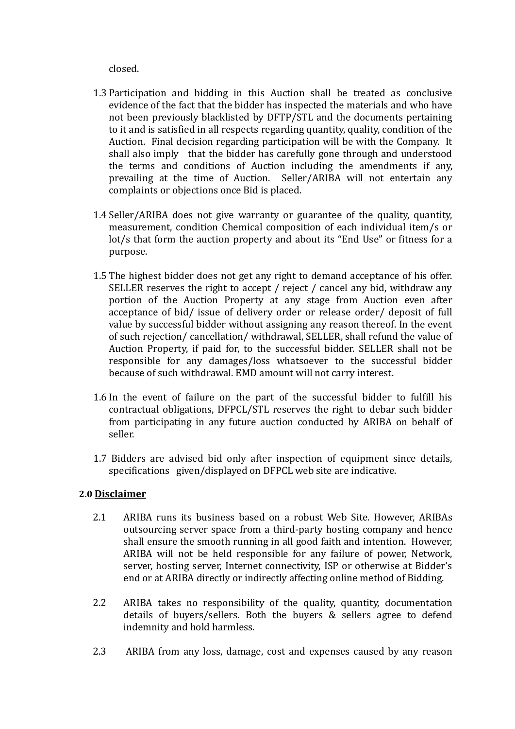closed.

1.3 Participation and bidding in this Auction shall be treated as conclusive evidence of the fact that the bidder has inspected the materials and who have not been previously blacklisted by DFTP/STL and the documents pertaining to it and is satisfied in all respects regarding quantity, quality, condition of the Auction. Final decision regarding participation will be with the Company. It shall also imply that the bidder has carefully gone through and understood the terms and conditions of Auction including the amendments if any, prevailing at the time of Auction. Seller/ARIBA will not entertain any complaints or objections once Bid is placed.

1.4 Seller/ARIBA does not give warranty or guarantee of the quality, quantity, measurement, condition Chemical composition of each individual item/s or lot/s that form the auction property and about its "End Use" or fitness for a purpose.

1.5 The highest bidder does not get any right to demand acceptance of his offer. SELLER reserves the right to accept / reject / cancel any bid, withdraw any portion of the Auction Property at any stage from Auction even after acceptance of bid/ issue of delivery order or release order/ deposit of full value by successful bidder without assigning any reason thereof. In the event of such rejection/ cancellation/ withdrawal, SELLER, shall refund the value of Auction Property, if paid for, to the successful bidder. SELLER shall not be responsible for any damages/loss whatsoever to the successful bidder because of such withdrawal. EMD amount will not carry interest.

1.6 In the event of failure on the part of the successful bidder to fulfill his contractual obligations, DFPCL/STL reserves the right to debar such bidder from participating in any future auction conducted by ARIBA on behalf of seller.

1.7 Bidders are advised bid only after inspection of equipment since details, specifications given/displayed on DFPCL web site are indicative.

**2.0 Disclaimer**

2.1 ARIBA runs its business based on a robust Web Site. However, ARIBAs outsourcing server space from a third-party hosting company and hence shall ensure the smooth running in all good faith and intention. However, ARIBA will not be held responsible for any failure of power, Network, server, hosting server, Internet connectivity, ISP or otherwise at Bidder's end or at ARIBA directly or indirectly affecting online method of Bidding.

2.2 ARIBA takes no responsibility of the quality, quantity, documentation details of buyers/sellers. Both the buyers & sellers agree to defend indemnity and hold harmless.

2.3 ARIBA from any loss, damage, cost and expenses caused by any reason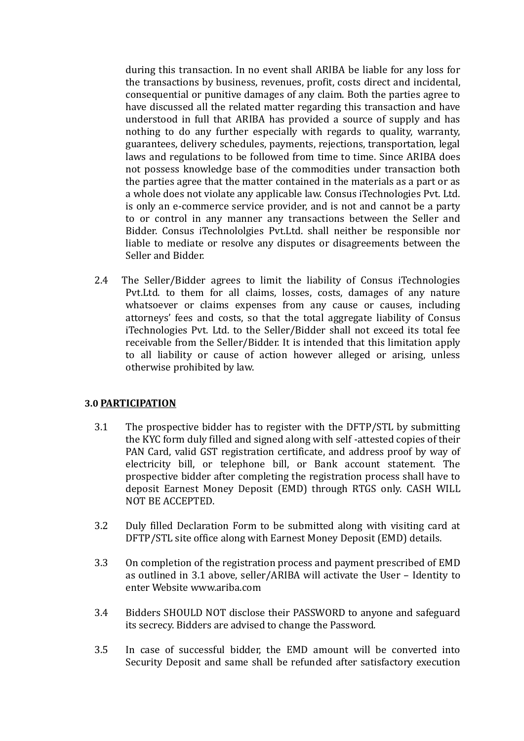during this transaction. In no event shall ARIBA be liable for any loss for the transactions by business, revenues, profit, costs direct and incidental, consequential or punitive damages of any claim. Both the parties agree to have discussed all the related matter regarding this transaction and have understood in full that ARIBA has provided a source of supply and has nothing to do any further especially with regards to quality, warranty, guarantees, delivery schedules, payments, rejections, transportation, legal laws and regulations to be followed from time to time. Since ARIBA does not possess knowledge base of the commodities under transaction both the parties agree that the matter contained in the materials as a part or as a whole does not violate any applicable law. Consus iTechnologies Pvt. Ltd. is only an e-commerce service provider, and is not and cannot be a party to or control in any manner any transactions between the Seller and Bidder. Consus iTechnololgies Pvt.Ltd. shall neither be responsible nor liable to mediate or resolve any disputes or disagreements between the Seller and Bidder.

2.4 The Seller/Bidder agrees to limit the liability of Consus iTechnologies Pvt.Ltd. to them for all claims, losses, costs, damages of any nature whatsoever or claims expenses from any cause or causes, including attorneys' fees and costs, so that the total aggregate liability of Consus iTechnologies Pvt. Ltd. to the Seller/Bidder shall not exceed its total fee receivable from the Seller/Bidder. It is intended that this limitation apply to all liability or cause of action however alleged or arising, unless otherwise prohibited by law.

## 3.0 PARTICIPATION

3.1 The prospective bidder has to register with the DFTP/STL by submitting the KYC form duly filled and signed along with self -attested copies of their PAN Card, valid GST registration certificate, and address proof by way of electricity bill, or telephone bill, or Bank account statement. The prospective bidder after completing the registration process shall have to deposit Earnest Money Deposit (EMD) through RTGS only. CASH WILL NOT BE ACCEPTED.

3.2 Duly filled Declaration Form to be submitted along with visiting card at DFTP/STL site office along with Earnest Money Deposit (EMD) details.

3.3 On completion of the registration process and payment prescribed of EMD as outlined in 3.1 above, seller/ARIBA will activate the User – Identity to enter Website www.ariba.com

3.4 Bidders SHOULD NOT disclose their PASSWORD to anyone and safeguard its secrecy. Bidders are advised to change the Password.

3.5 In case of successful bidder, the EMD amount will be converted into Security Deposit and same shall be refunded after satisfactory execution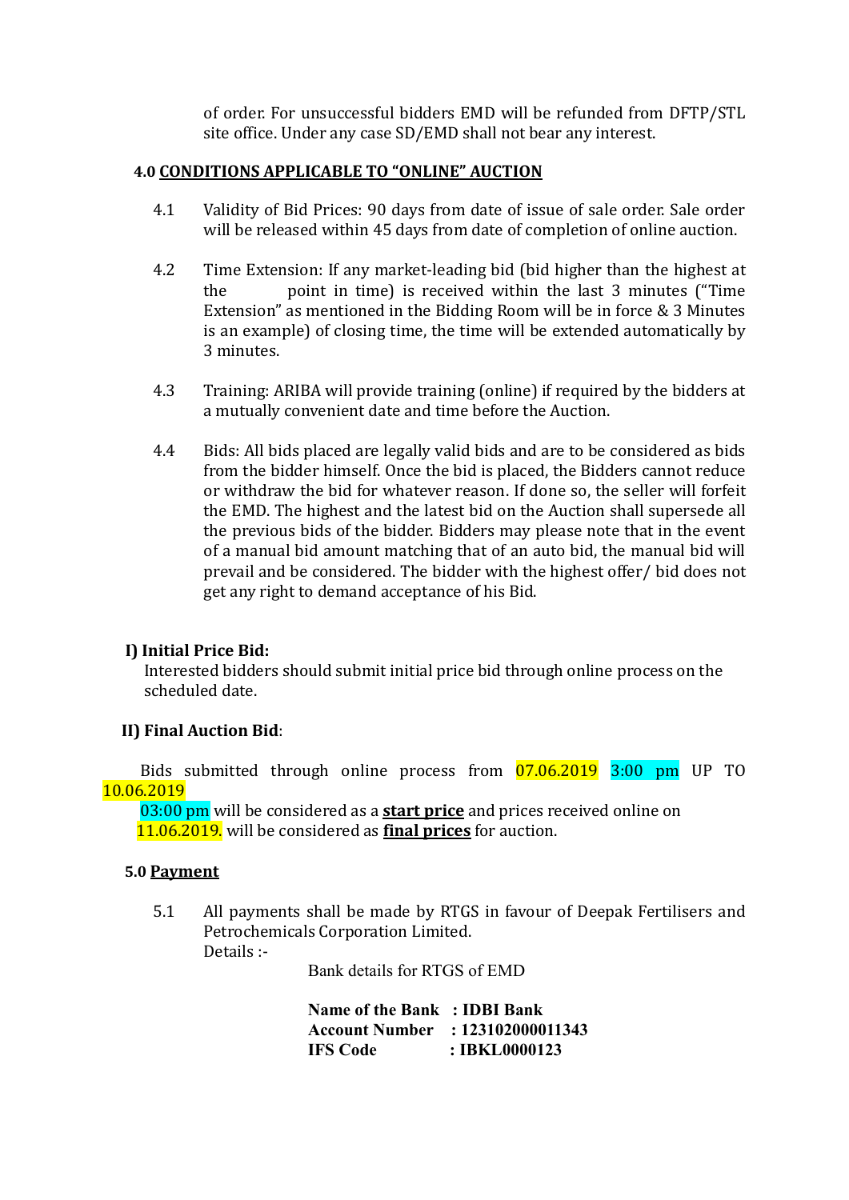of order. For unsuccessful bidders EMD will be refunded from DFTP/STL site office. Under any case SD/EMD shall not bear any interest.

## 4.0 CONDITIONS APPLICABLE TO "ONLINE" AUCTION

4.1 Validity of Bid Prices: 90 days from date of issue of sale order. Sale order will be released within 45 days from date of completion of online auction.

4.2 Time Extension: If any market-leading bid (bid higher than the highest at the point in time) is received within the last 3 minutes ("Time Extension" as mentioned in the Bidding Room will be in force & 3 Minutes is an example) of closing time, the time will be extended automatically by 3 minutes.

4.3 Training: ARIBA will provide training (online) if required by the bidders at a mutually convenient date and time before the Auction.

4.4 Bids: All bids placed are legally valid bids and are to be considered as bids from the bidder himself. Once the bid is placed, the Bidders cannot reduce or withdraw the bid for whatever reason. If done so, the seller will forfeit the EMD. The highest and the latest bid on the Auction shall supersede all the previous bids of the bidder. Bidders may please note that in the event of a manual bid amount matching that of an auto bid, the manual bid will prevail and be considered. The bidder with the highest offer/ bid does not get any right to demand acceptance of his Bid.

**I) Initial Price Bid:**

Interested bidders should submit initial price bid through online process on the scheduled date.

**II) Final Auction Bid**:

Bids submitted through online process from 07.06.2019 3:00 pm UP TO 10.06.2019 03:00 pm will be considered as a **start price** and prices received online on 11.06.2019. will be considered as **final prices** for auction.

## 5.0 Payment

5.1 All payments shall be made by RTGS in favour of Deepak Fertilisers and Petrochemicals Corporation Limited.
Details :-

Bank details for RTGS of EMD

**Name of the Bank : IDBI Bank**
**Account Number : 123102000011343**
**IFS Code : IBKL0000123**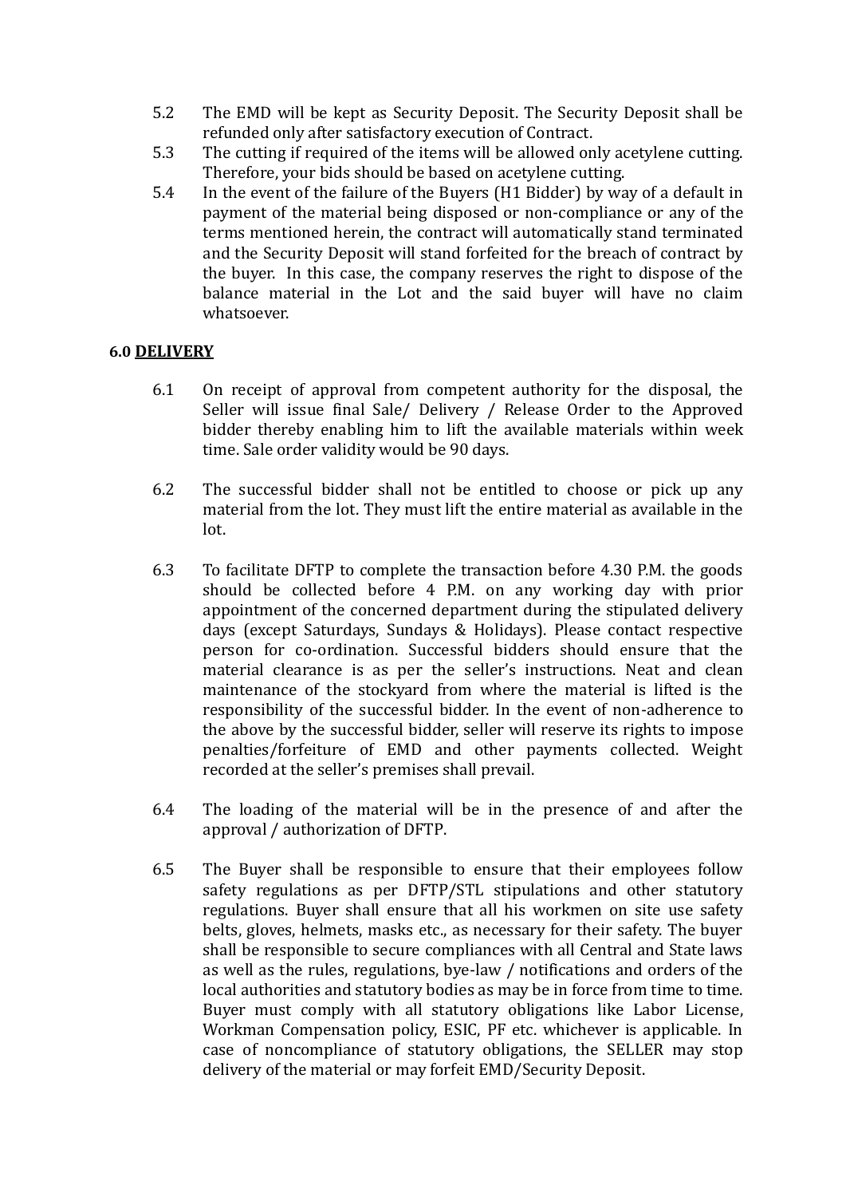5.2 The EMD will be kept as Security Deposit. The Security Deposit shall be refunded only after satisfactory execution of Contract.

5.3 The cutting if required of the items will be allowed only acetylene cutting. Therefore, your bids should be based on acetylene cutting.

5.4 In the event of the failure of the Buyers (H1 Bidder) by way of a default in payment of the material being disposed or non-compliance or any of the terms mentioned herein, the contract will automatically stand terminated and the Security Deposit will stand forfeited for the breach of contract by the buyer. In this case, the company reserves the right to dispose of the balance material in the Lot and the said buyer will have no claim whatsoever.

**6.0 <u>DELIVERY</u>**

6.1 On receipt of approval from competent authority for the disposal, the Seller will issue final Sale/ Delivery / Release Order to the Approved bidder thereby enabling him to lift the available materials within week time. Sale order validity would be 90 days.

6.2 The successful bidder shall not be entitled to choose or pick up any material from the lot. They must lift the entire material as available in the lot.

6.3 To facilitate DFTP to complete the transaction before 4.30 P.M. the goods should be collected before 4 P.M. on any working day with prior appointment of the concerned department during the stipulated delivery days (except Saturdays, Sundays & Holidays). Please contact respective person for co-ordination. Successful bidders should ensure that the material clearance is as per the seller's instructions. Neat and clean maintenance of the stockyard from where the material is lifted is the responsibility of the successful bidder. In the event of non-adherence to the above by the successful bidder, seller will reserve its rights to impose penalties/forfeiture of EMD and other payments collected. Weight recorded at the seller's premises shall prevail.

6.4 The loading of the material will be in the presence of and after the approval / authorization of DFTP.

6.5 The Buyer shall be responsible to ensure that their employees follow safety regulations as per DFTP/STL stipulations and other statutory regulations. Buyer shall ensure that all his workmen on site use safety belts, gloves, helmets, masks etc., as necessary for their safety. The buyer shall be responsible to secure compliances with all Central and State laws as well as the rules, regulations, bye-law / notifications and orders of the local authorities and statutory bodies as may be in force from time to time. Buyer must comply with all statutory obligations like Labor License, Workman Compensation policy, ESIC, PF etc. whichever is applicable. In case of noncompliance of statutory obligations, the SELLER may stop delivery of the material or may forfeit EMD/Security Deposit.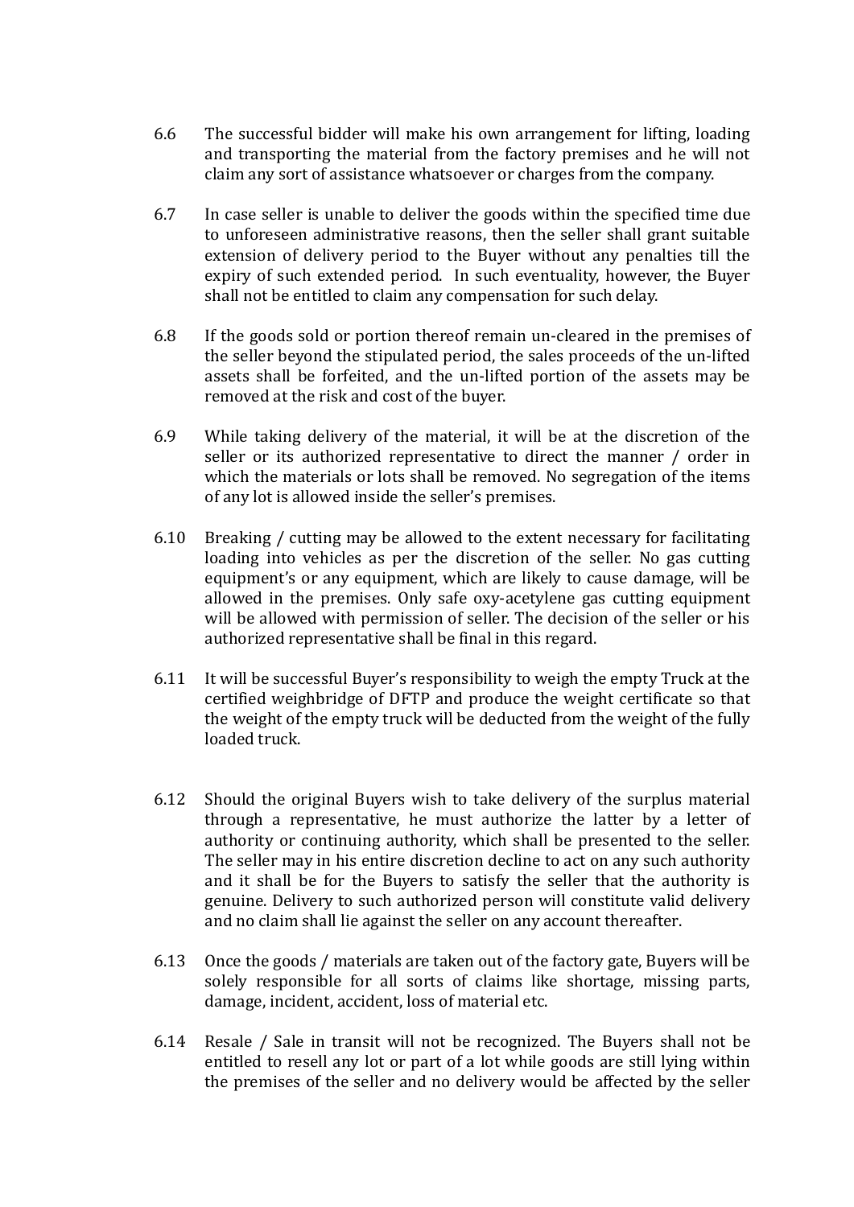6.6 The successful bidder will make his own arrangement for lifting, loading and transporting the material from the factory premises and he will not claim any sort of assistance whatsoever or charges from the company.

6.7 In case seller is unable to deliver the goods within the specified time due to unforeseen administrative reasons, then the seller shall grant suitable extension of delivery period to the Buyer without any penalties till the expiry of such extended period. In such eventuality, however, the Buyer shall not be entitled to claim any compensation for such delay.

6.8 If the goods sold or portion thereof remain un-cleared in the premises of the seller beyond the stipulated period, the sales proceeds of the un-lifted assets shall be forfeited, and the un-lifted portion of the assets may be removed at the risk and cost of the buyer.

6.9 While taking delivery of the material, it will be at the discretion of the seller or its authorized representative to direct the manner / order in which the materials or lots shall be removed. No segregation of the items of any lot is allowed inside the seller's premises.

6.10 Breaking / cutting may be allowed to the extent necessary for facilitating loading into vehicles as per the discretion of the seller. No gas cutting equipment's or any equipment, which are likely to cause damage, will be allowed in the premises. Only safe oxy-acetylene gas cutting equipment will be allowed with permission of seller. The decision of the seller or his authorized representative shall be final in this regard.

6.11 It will be successful Buyer's responsibility to weigh the empty Truck at the certified weighbridge of DFTP and produce the weight certificate so that the weight of the empty truck will be deducted from the weight of the fully loaded truck.

6.12 Should the original Buyers wish to take delivery of the surplus material through a representative, he must authorize the latter by a letter of authority or continuing authority, which shall be presented to the seller. The seller may in his entire discretion decline to act on any such authority and it shall be for the Buyers to satisfy the seller that the authority is genuine. Delivery to such authorized person will constitute valid delivery and no claim shall lie against the seller on any account thereafter.

6.13 Once the goods / materials are taken out of the factory gate, Buyers will be solely responsible for all sorts of claims like shortage, missing parts, damage, incident, accident, loss of material etc.

6.14 Resale / Sale in transit will not be recognized. The Buyers shall not be entitled to resell any lot or part of a lot while goods are still lying within the premises of the seller and no delivery would be affected by the seller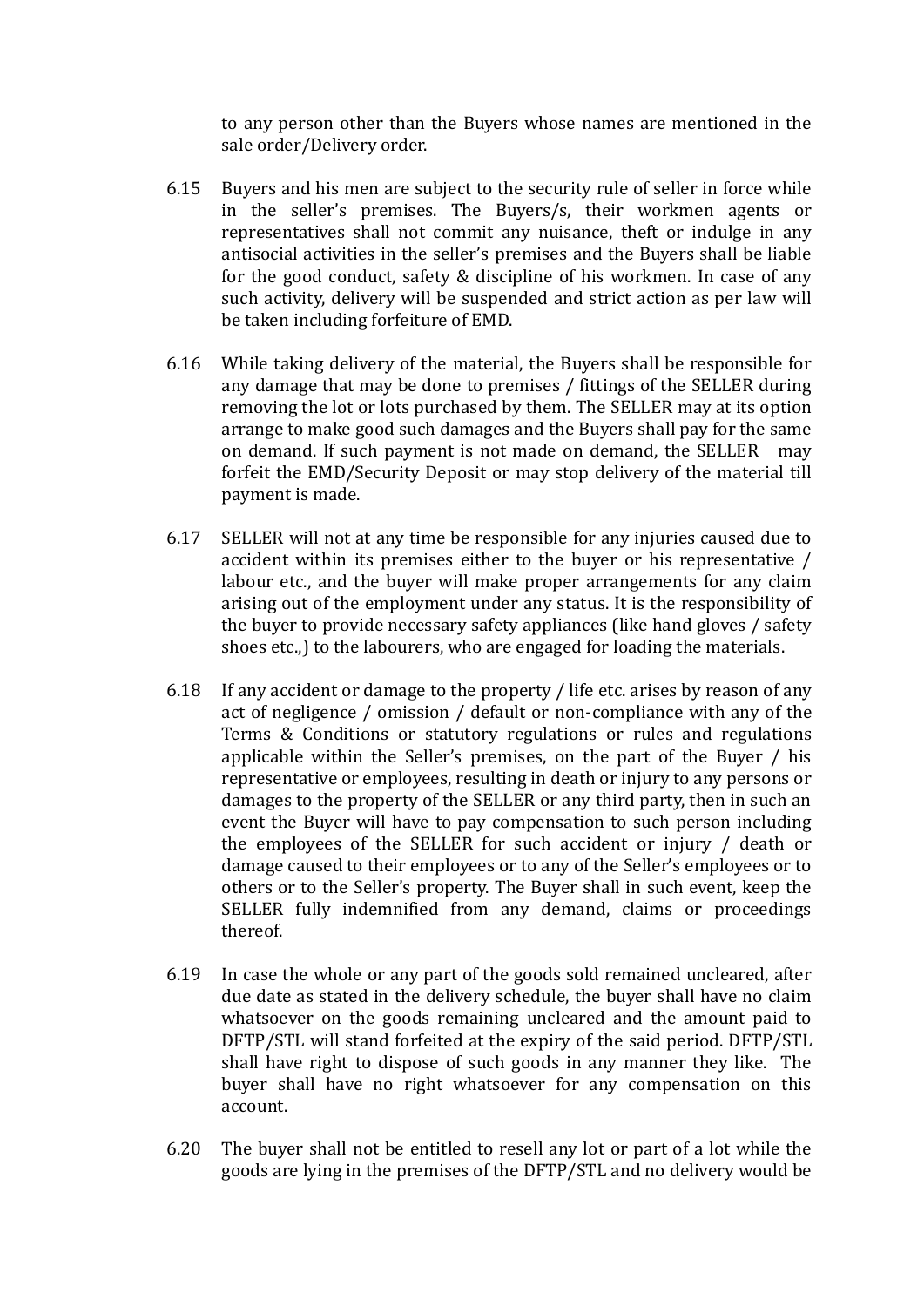to any person other than the Buyers whose names are mentioned in the sale order/Delivery order.

6.15 Buyers and his men are subject to the security rule of seller in force while in the seller's premises. The Buyers/s, their workmen agents or representatives shall not commit any nuisance, theft or indulge in any antisocial activities in the seller's premises and the Buyers shall be liable for the good conduct, safety & discipline of his workmen. In case of any such activity, delivery will be suspended and strict action as per law will be taken including forfeiture of EMD.

6.16 While taking delivery of the material, the Buyers shall be responsible for any damage that may be done to premises / fittings of the SELLER during removing the lot or lots purchased by them. The SELLER may at its option arrange to make good such damages and the Buyers shall pay for the same on demand. If such payment is not made on demand, the SELLER may forfeit the EMD/Security Deposit or may stop delivery of the material till payment is made.

6.17 SELLER will not at any time be responsible for any injuries caused due to accident within its premises either to the buyer or his representative / labour etc., and the buyer will make proper arrangements for any claim arising out of the employment under any status. It is the responsibility of the buyer to provide necessary safety appliances (like hand gloves / safety shoes etc.,) to the labourers, who are engaged for loading the materials.

6.18 If any accident or damage to the property / life etc. arises by reason of any act of negligence / omission / default or non-compliance with any of the Terms & Conditions or statutory regulations or rules and regulations applicable within the Seller's premises, on the part of the Buyer / his representative or employees, resulting in death or injury to any persons or damages to the property of the SELLER or any third party, then in such an event the Buyer will have to pay compensation to such person including the employees of the SELLER for such accident or injury / death or damage caused to their employees or to any of the Seller's employees or to others or to the Seller's property. The Buyer shall in such event, keep the SELLER fully indemnified from any demand, claims or proceedings thereof.

6.19 In case the whole or any part of the goods sold remained uncleared, after due date as stated in the delivery schedule, the buyer shall have no claim whatsoever on the goods remaining uncleared and the amount paid to DFTP/STL will stand forfeited at the expiry of the said period. DFTP/STL shall have right to dispose of such goods in any manner they like. The buyer shall have no right whatsoever for any compensation on this account.

6.20 The buyer shall not be entitled to resell any lot or part of a lot while the goods are lying in the premises of the DFTP/STL and no delivery would be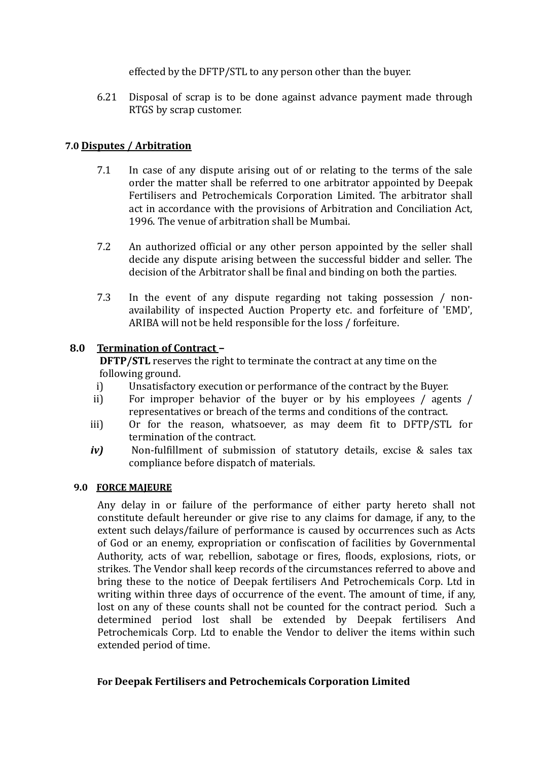effected by the DFTP/STL to any person other than the buyer.

6.21 Disposal of scrap is to be done against advance payment made through RTGS by scrap customer.

## 7.0 Disputes / Arbitration

7.1 In case of any dispute arising out of or relating to the terms of the sale order the matter shall be referred to one arbitrator appointed by Deepak Fertilisers and Petrochemicals Corporation Limited. The arbitrator shall act in accordance with the provisions of Arbitration and Conciliation Act, 1996. The venue of arbitration shall be Mumbai.

7.2 An authorized official or any other person appointed by the seller shall decide any dispute arising between the successful bidder and seller. The decision of the Arbitrator shall be final and binding on both the parties.

7.3 In the event of any dispute regarding not taking possession / non-availability of inspected Auction Property etc. and forfeiture of 'EMD', ARIBA will not be held responsible for the loss / forfeiture.

## 8.0 Termination of Contract –

**DFTP/STL** reserves the right to terminate the contract at any time on the following ground.

i) Unsatisfactory execution or performance of the contract by the Buyer.

ii) For improper behavior of the buyer or by his employees / agents / representatives or breach of the terms and conditions of the contract.

iii) Or for the reason, whatsoever, as may deem fit to DFTP/STL for termination of the contract.

*iv)* Non-fulfillment of submission of statutory details, excise & sales tax compliance before dispatch of materials.

## 9.0 FORCE MAJEURE

Any delay in or failure of the performance of either party hereto shall not constitute default hereunder or give rise to any claims for damage, if any, to the extent such delays/failure of performance is caused by occurrences such as Acts of God or an enemy, expropriation or confiscation of facilities by Governmental Authority, acts of war, rebellion, sabotage or fires, floods, explosions, riots, or strikes. The Vendor shall keep records of the circumstances referred to above and bring these to the notice of Deepak fertilisers And Petrochemicals Corp. Ltd in writing within three days of occurrence of the event. The amount of time, if any, lost on any of these counts shall not be counted for the contract period. Such a determined period lost shall be extended by Deepak fertilisers And Petrochemicals Corp. Ltd to enable the Vendor to deliver the items within such extended period of time.

**For Deepak Fertilisers and Petrochemicals Corporation Limited**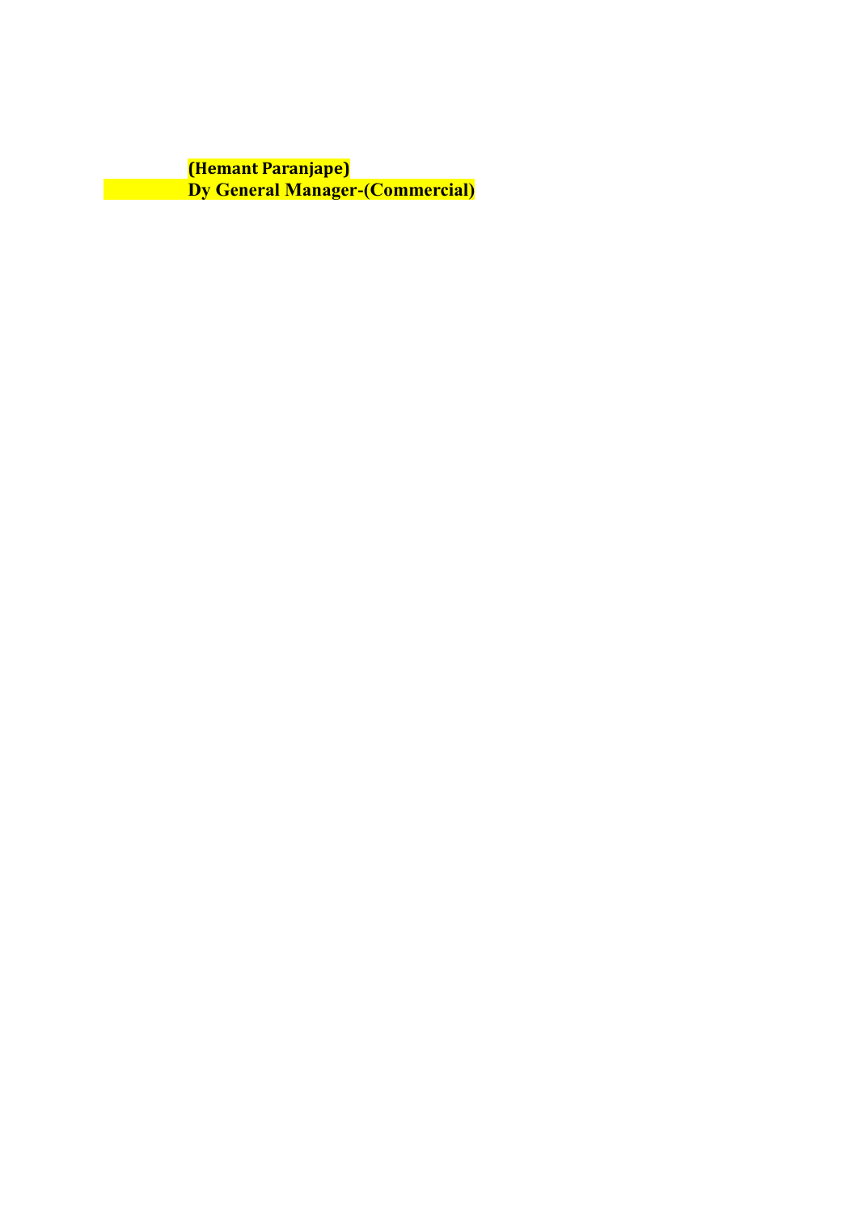**(Hemant Paranjape)**
**Dy General Manager-(Commercial)**